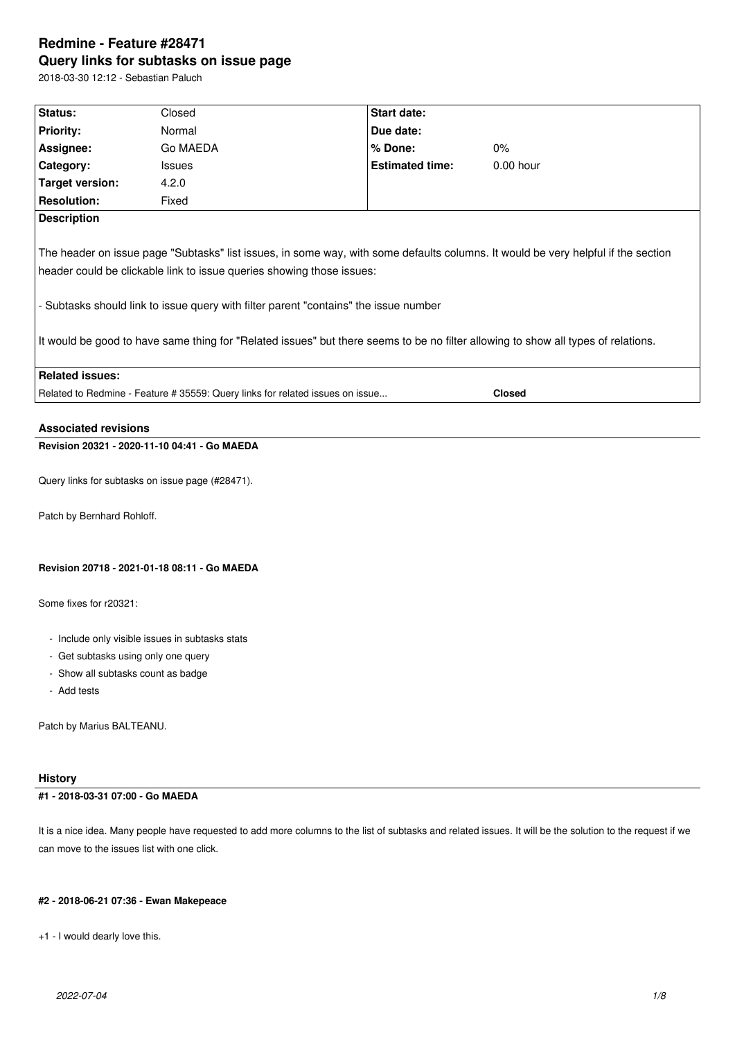# Redmine - Feature #28471

## Query links for subtasks on issue page

2018-03-30 12:12 - Sebastian Paluch

| Status: | Closed | Start date: | |
|---|---|---|---|
| Priority: | Normal | Due date: | |
| Assignee: | Go MAEDA | % Done: | 0% |
| Category: | Issues | Estimated time: | 0.00 hour |
| Target version: | 4.2.0 | | |
| Resolution: | Fixed | | |

**Description**

The header on issue page "Subtasks" list issues, in some way, with some defaults columns. It would be very helpful if the section header could be clickable link to issue queries showing those issues:

- Subtasks should link to issue query with filter parent "contains" the issue number

It would be good to have same thing for "Related issues" but there seems to be no filter allowing to show all types of relations.

**Related issues:**

| | |
|---|---|
| Related to Redmine - Feature # 35559: Query links for related issues on issue... | **Closed** |

### Associated revisions

#### Revision 20321 - 2020-11-10 04:41 - Go MAEDA

Query links for subtasks on issue page (#28471).

Patch by Bernhard Rohloff.

#### Revision 20718 - 2021-01-18 08:11 - Go MAEDA

Some fixes for r20321:

- Include only visible issues in subtasks stats
- Get subtasks using only one query
- Show all subtasks count as badge
- Add tests

Patch by Marius BALTEANU.

### History

#### #1 - 2018-03-31 07:00 - Go MAEDA

It is a nice idea. Many people have requested to add more columns to the list of subtasks and related issues. It will be the solution to the request if we can move to the issues list with one click.

#### #2 - 2018-06-21 07:36 - Ewan Makepeace

+1 - I would dearly love this.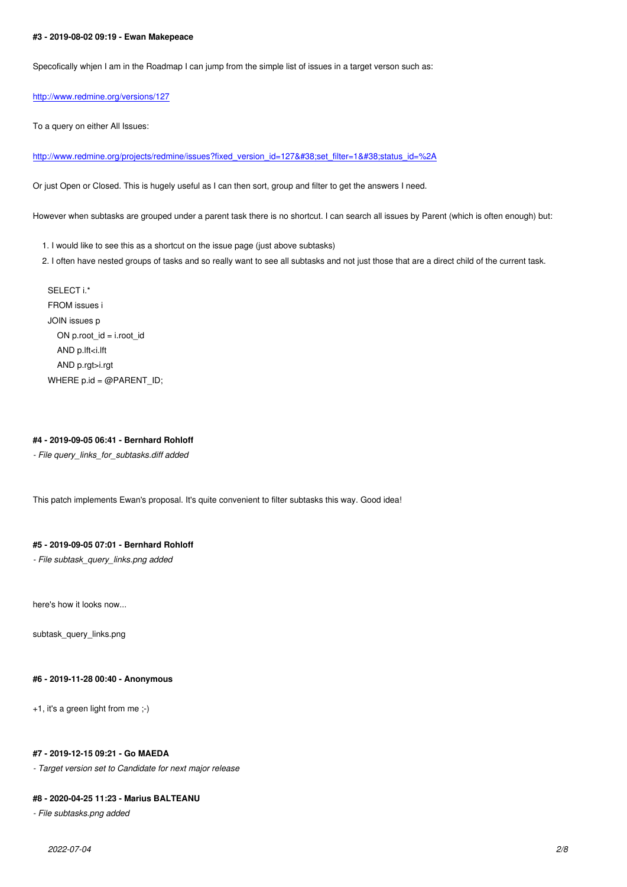#### #3 - 2019-08-02 09:19 - Ewan Makepeace

Specofically whjen I am in the Roadmap I can jump from the simple list of issues in a target verson such as:

http://www.redmine.org/versions/127

To a query on either All Issues:

http://www.redmine.org/projects/redmine/issues?fixed_version_id=127&#38;set_filter=1&#38;status_id=%2A

Or just Open or Closed. This is hugely useful as I can then sort, group and filter to get the answers I need.

However when subtasks are grouped under a parent task there is no shortcut. I can search all issues by Parent (which is often enough) but:

1. I would like to see this as a shortcut on the issue page (just above subtasks)
2. I often have nested groups of tasks and so really want to see all subtasks and not just those that are a direct child of the current task.

```
SELECT i.*
FROM issues i
JOIN issues p
   ON p.root_id = i.root_id
   AND p.lft<i.lft
   AND p.rgt>i.rgt
WHERE p.id = @PARENT_ID;
```

#### #4 - 2019-09-05 06:41 - Bernhard Rohloff

*- File query_links_for_subtasks.diff added*

This patch implements Ewan's proposal. It's quite convenient to filter subtasks this way. Good idea!

#### #5 - 2019-09-05 07:01 - Bernhard Rohloff

*- File subtask_query_links.png added*

here's how it looks now...

subtask_query_links.png

#### #6 - 2019-11-28 00:40 - Anonymous

+1, it's a green light from me ;-)

#### #7 - 2019-12-15 09:21 - Go MAEDA

*- Target version set to Candidate for next major release*

#### #8 - 2020-04-25 11:23 - Marius BALTEANU

*- File subtasks.png added*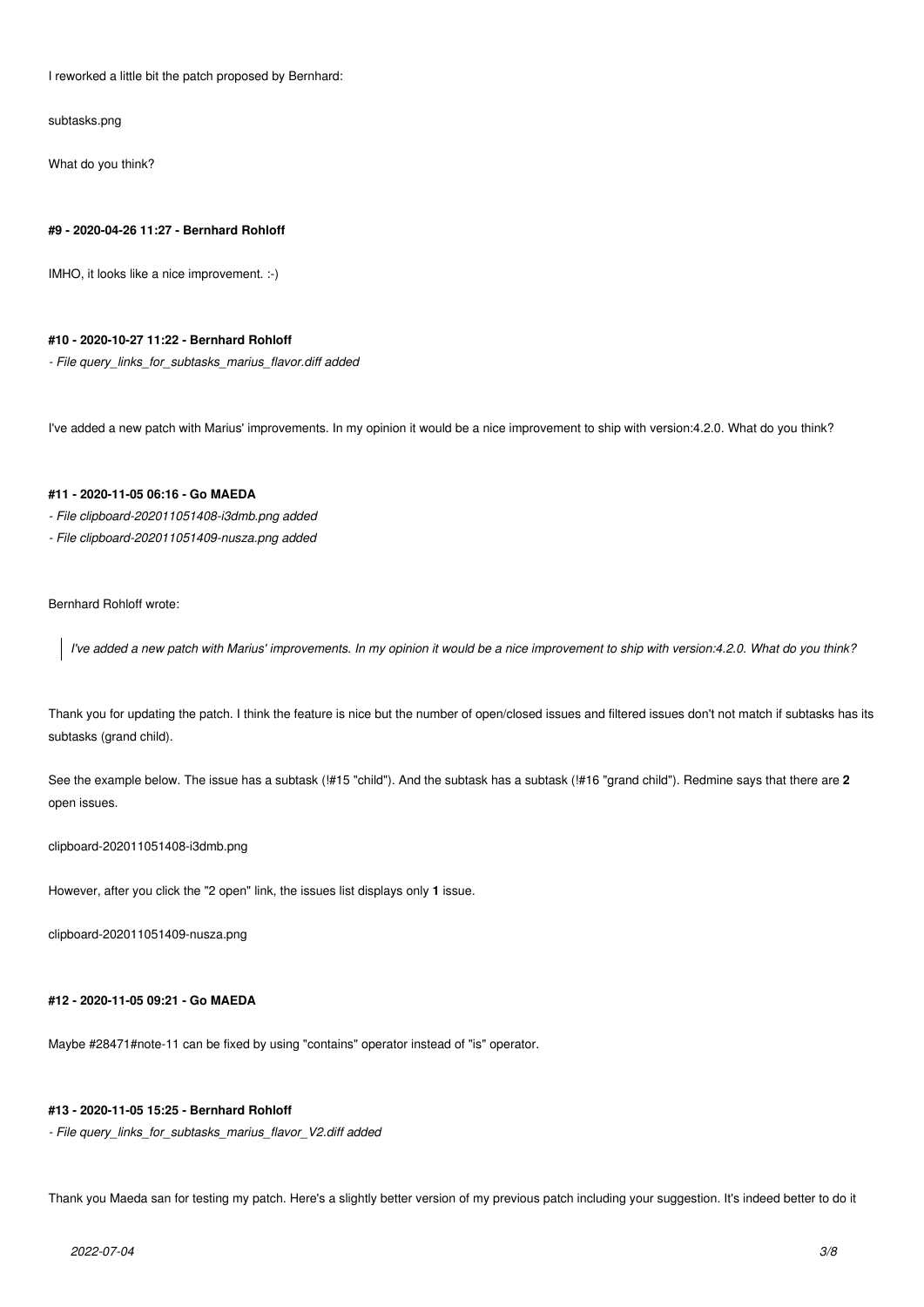I reworked a little bit the patch proposed by Bernhard:

subtasks.png

What do you think?

#### #9 - 2020-04-26 11:27 - Bernhard Rohloff

IMHO, it looks like a nice improvement. :-)

#### #10 - 2020-10-27 11:22 - Bernhard Rohloff

*- File query_links_for_subtasks_marius_flavor.diff added*

I've added a new patch with Marius' improvements. In my opinion it would be a nice improvement to ship with version:4.2.0. What do you think?

#### #11 - 2020-11-05 06:16 - Go MAEDA

*- File clipboard-202011051408-i3dmb.png added*
*- File clipboard-202011051409-nusza.png added*

Bernhard Rohloff wrote:

> *I've added a new patch with Marius' improvements. In my opinion it would be a nice improvement to ship with version:4.2.0. What do you think?*

Thank you for updating the patch. I think the feature is nice but the number of open/closed issues and filtered issues don't not match if subtasks has its subtasks (grand child).

See the example below. The issue has a subtask (!#15 "child"). And the subtask has a subtask (!#16 "grand child"). Redmine says that there are **2** open issues.

clipboard-202011051408-i3dmb.png

However, after you click the "2 open" link, the issues list displays only **1** issue.

clipboard-202011051409-nusza.png

#### #12 - 2020-11-05 09:21 - Go MAEDA

Maybe #28471#note-11 can be fixed by using "contains" operator instead of "is" operator.

#### #13 - 2020-11-05 15:25 - Bernhard Rohloff

*- File query_links_for_subtasks_marius_flavor_V2.diff added*

Thank you Maeda san for testing my patch. Here's a slightly better version of my previous patch including your suggestion. It's indeed better to do it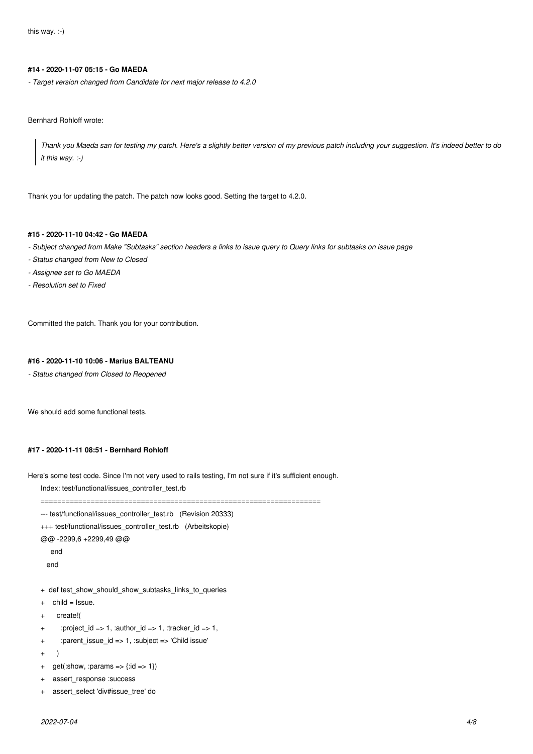this way. :-)

#### #14 - 2020-11-07 05:15 - Go MAEDA

*- Target version changed from Candidate for next major release to 4.2.0*

Bernhard Rohloff wrote:

> *Thank you Maeda san for testing my patch. Here's a slightly better version of my previous patch including your suggestion. It's indeed better to do it this way. :-)*

Thank you for updating the patch. The patch now looks good. Setting the target to 4.2.0.

#### #15 - 2020-11-10 04:42 - Go MAEDA

*- Subject changed from Make "Subtasks" section headers a links to issue query to Query links for subtasks on issue page*

*- Status changed from New to Closed*

*- Assignee set to Go MAEDA*

*- Resolution set to Fixed*

Committed the patch. Thank you for your contribution.

#### #16 - 2020-11-10 10:06 - Marius BALTEANU

*- Status changed from Closed to Reopened*

We should add some functional tests.

#### #17 - 2020-11-11 08:51 - Bernhard Rohloff

Here's some test code. Since I'm not very used to rails testing, I'm not sure if it's sufficient enough.

```
Index: test/functional/issues_controller_test.rb
===================================================================
--- test/functional/issues_controller_test.rb   (Revision 20333)
+++ test/functional/issues_controller_test.rb   (Arbeitskopie)
@@ -2299,6 +2299,49 @@
     end
   end

+  def test_show_should_show_subtasks_links_to_queries
+    child = Issue.
+      create!(
+        :project_id => 1, :author_id => 1, :tracker_id => 1,
+        :parent_issue_id => 1, :subject => 'Child issue'
+      )
+    get(:show, :params => {:id => 1})
+    assert_response :success
+    assert_select 'div#issue_tree' do
```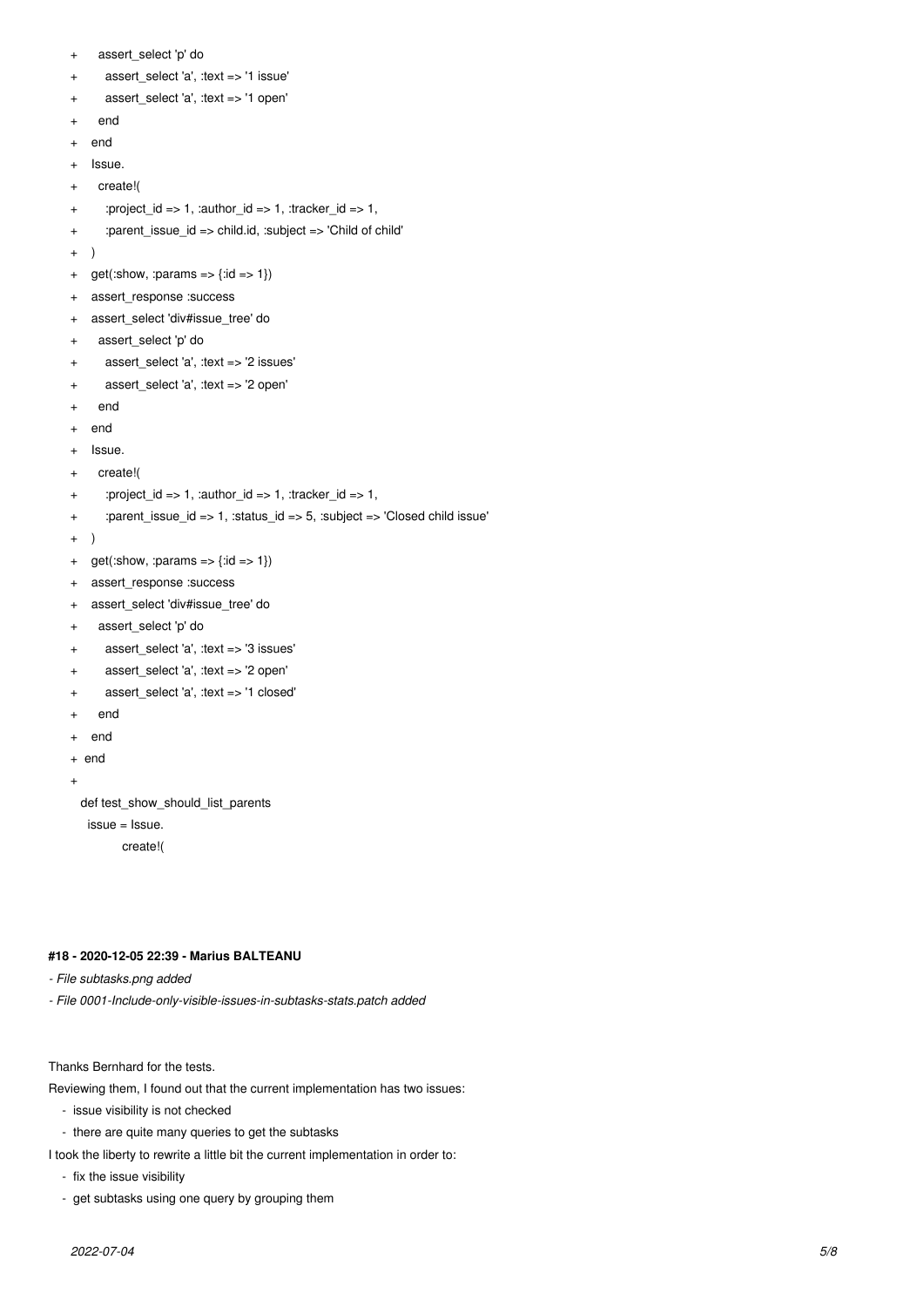```
+     assert_select 'p' do
+       assert_select 'a', :text => '1 issue'
+       assert_select 'a', :text => '1 open'
+     end
+   end
+   Issue.
+     create!(
+       :project_id => 1, :author_id => 1, :tracker_id => 1,
+       :parent_issue_id => child.id, :subject => 'Child of child'
+   )
+   get(:show, :params => {:id => 1})
+   assert_response :success
+   assert_select 'div#issue_tree' do
+     assert_select 'p' do
+       assert_select 'a', :text => '2 issues'
+       assert_select 'a', :text => '2 open'
+     end
+   end
+   Issue.
+     create!(
+       :project_id => 1, :author_id => 1, :tracker_id => 1,
+       :parent_issue_id => 1, :status_id => 5, :subject => 'Closed child issue'
+   )
+   get(:show, :params => {:id => 1})
+   assert_response :success
+   assert_select 'div#issue_tree' do
+     assert_select 'p' do
+       assert_select 'a', :text => '3 issues'
+       assert_select 'a', :text => '2 open'
+       assert_select 'a', :text => '1 closed'
+     end
+   end
+ end
+
  def test_show_should_list_parents
    issue = Issue.
          create!(
```

#### #18 - 2020-12-05 22:39 - Marius BALTEANU

*- File subtasks.png added*

*- File 0001-Include-only-visible-issues-in-subtasks-stats.patch added*

Thanks Bernhard for the tests.

Reviewing them, I found out that the current implementation has two issues:

- issue visibility is not checked
- there are quite many queries to get the subtasks

I took the liberty to rewrite a little bit the current implementation in order to:

- fix the issue visibility
- get subtasks using one query by grouping them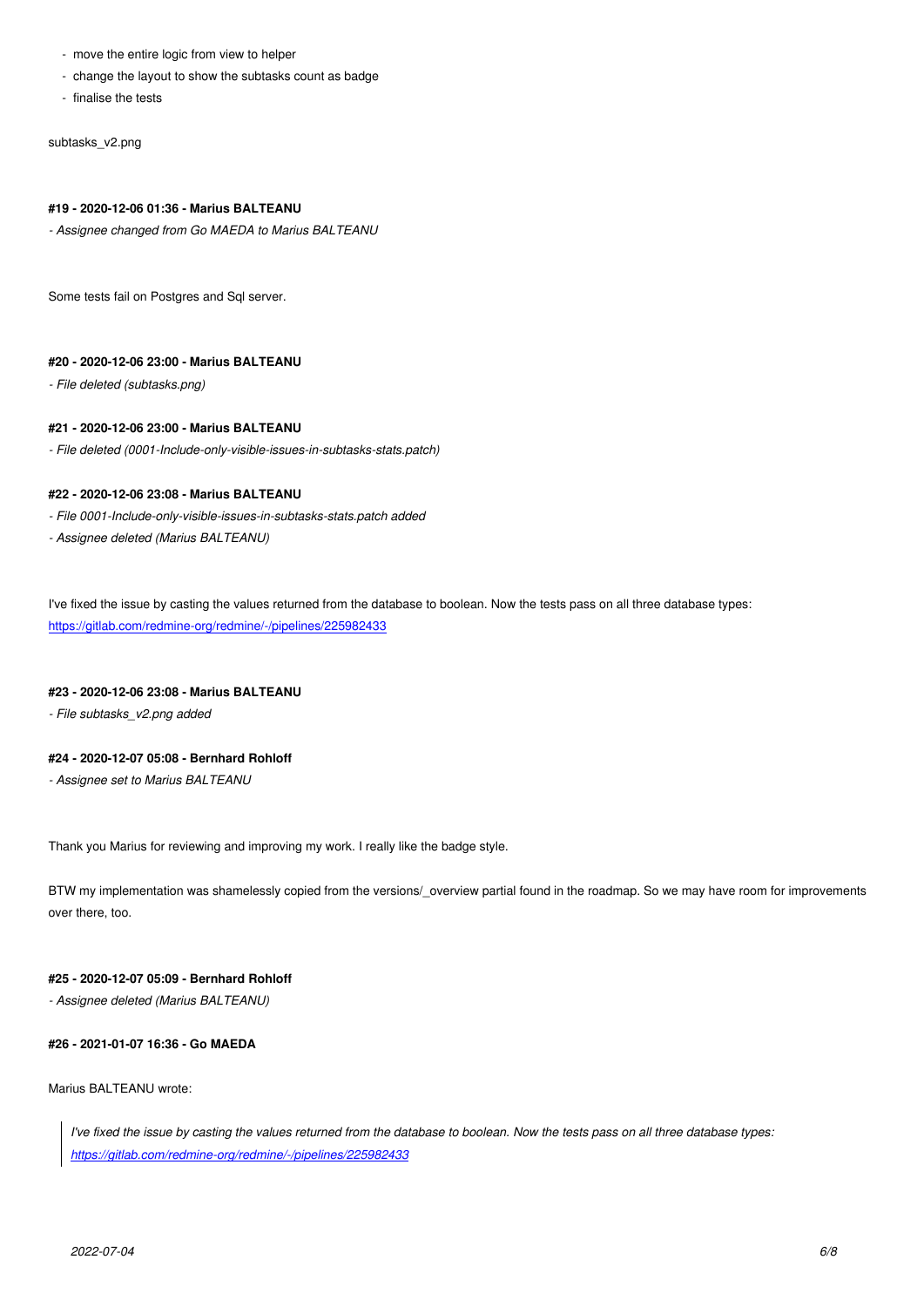- move the entire logic from view to helper
- change the layout to show the subtasks count as badge
- finalise the tests

subtasks_v2.png

#### #19 - 2020-12-06 01:36 - Marius BALTEANU

*- Assignee changed from Go MAEDA to Marius BALTEANU*

Some tests fail on Postgres and Sql server.

#### #20 - 2020-12-06 23:00 - Marius BALTEANU

*- File deleted (subtasks.png)*

#### #21 - 2020-12-06 23:00 - Marius BALTEANU

*- File deleted (0001-Include-only-visible-issues-in-subtasks-stats.patch)*

#### #22 - 2020-12-06 23:08 - Marius BALTEANU

*- File 0001-Include-only-visible-issues-in-subtasks-stats.patch added*
*- Assignee deleted (Marius BALTEANU)*

I've fixed the issue by casting the values returned from the database to boolean. Now the tests pass on all three database types:
https://gitlab.com/redmine-org/redmine/-/pipelines/225982433

#### #23 - 2020-12-06 23:08 - Marius BALTEANU

*- File subtasks_v2.png added*

#### #24 - 2020-12-07 05:08 - Bernhard Rohloff

*- Assignee set to Marius BALTEANU*

Thank you Marius for reviewing and improving my work. I really like the badge style.

BTW my implementation was shamelessly copied from the versions/_overview partial found in the roadmap. So we may have room for improvements over there, too.

#### #25 - 2020-12-07 05:09 - Bernhard Rohloff

*- Assignee deleted (Marius BALTEANU)*

#### #26 - 2021-01-07 16:36 - Go MAEDA

Marius BALTEANU wrote:

> *I've fixed the issue by casting the values returned from the database to boolean. Now the tests pass on all three database types:*
> *https://gitlab.com/redmine-org/redmine/-/pipelines/225982433*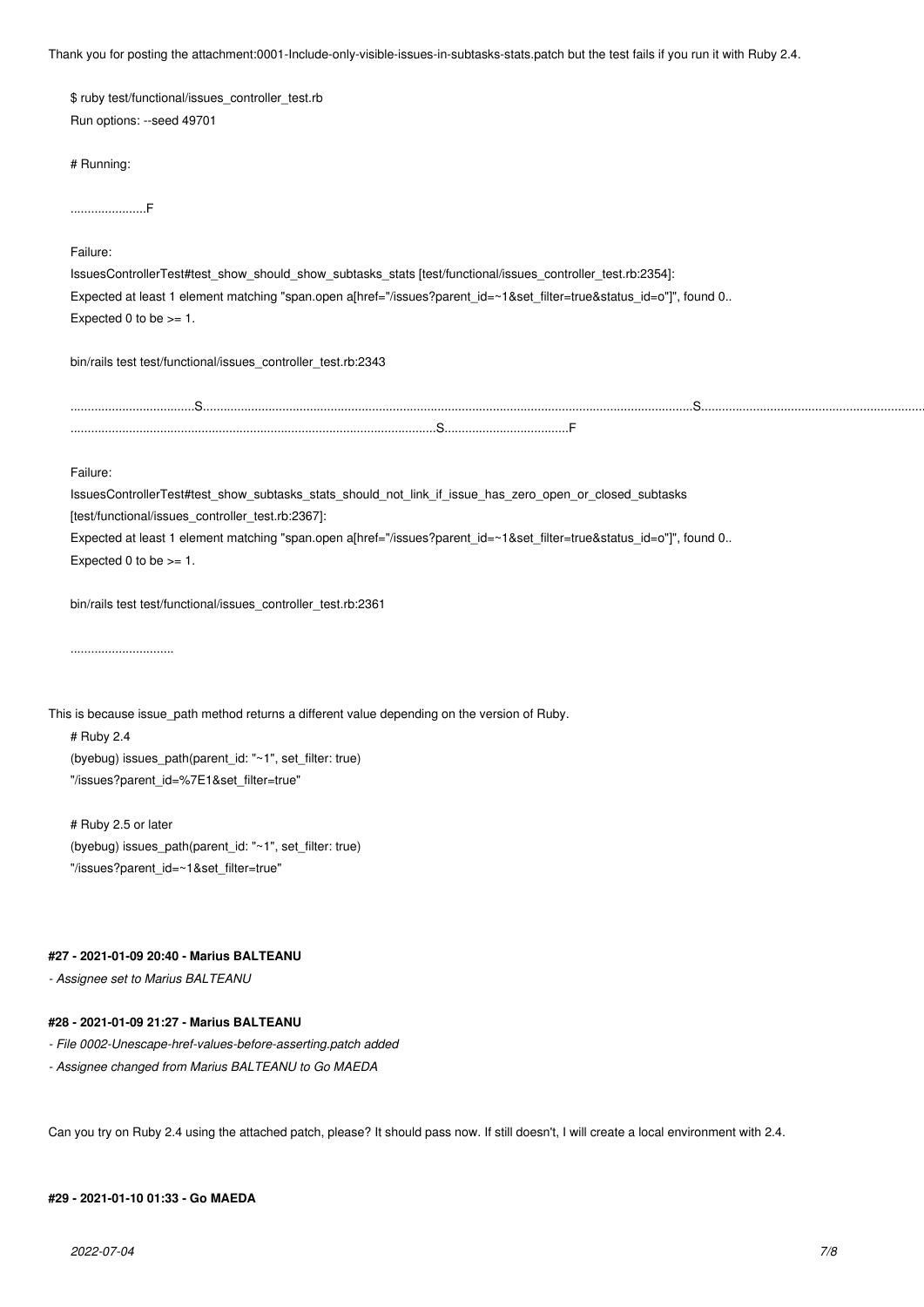Thank you for posting the attachment:0001-Include-only-visible-issues-in-subtasks-stats.patch but the test fails if you run it with Ruby 2.4.

```
$ ruby test/functional/issues_controller_test.rb
Run options: --seed 49701

# Running:

......................F

Failure:
IssuesControllerTest#test_show_should_show_subtasks_stats [test/functional/issues_controller_test.rb:2354]:
Expected at least 1 element matching "span.open a[href="/issues?parent_id=~1&set_filter=true&status_id=o"]", found 0..
Expected 0 to be >= 1.

bin/rails test test/functional/issues_controller_test.rb:2343

.....................................S.....................................................................................................................................S..................................................................
...........................................................................................................S....................................F

Failure:
IssuesControllerTest#test_show_subtasks_stats_should_not_link_if_issue_has_zero_open_or_closed_subtasks
[test/functional/issues_controller_test.rb:2367]:
Expected at least 1 element matching "span.open a[href="/issues?parent_id=~1&set_filter=true&status_id=o"]", found 0..
Expected 0 to be >= 1.

bin/rails test test/functional/issues_controller_test.rb:2361

..............................
```

This is because issue_path method returns a different value depending on the version of Ruby.

```
# Ruby 2.4
(byebug) issues_path(parent_id: "~1", set_filter: true)
"/issues?parent_id=%7E1&set_filter=true"

# Ruby 2.5 or later
(byebug) issues_path(parent_id: "~1", set_filter: true)
"/issues?parent_id=~1&set_filter=true"
```

#### #27 - 2021-01-09 20:40 - Marius BALTEANU

*- Assignee set to Marius BALTEANU*

#### #28 - 2021-01-09 21:27 - Marius BALTEANU

*- File 0002-Unescape-href-values-before-asserting.patch added*
*- Assignee changed from Marius BALTEANU to Go MAEDA*

Can you try on Ruby 2.4 using the attached patch, please? It should pass now. If still doesn't, I will create a local environment with 2.4.

#### #29 - 2021-01-10 01:33 - Go MAEDA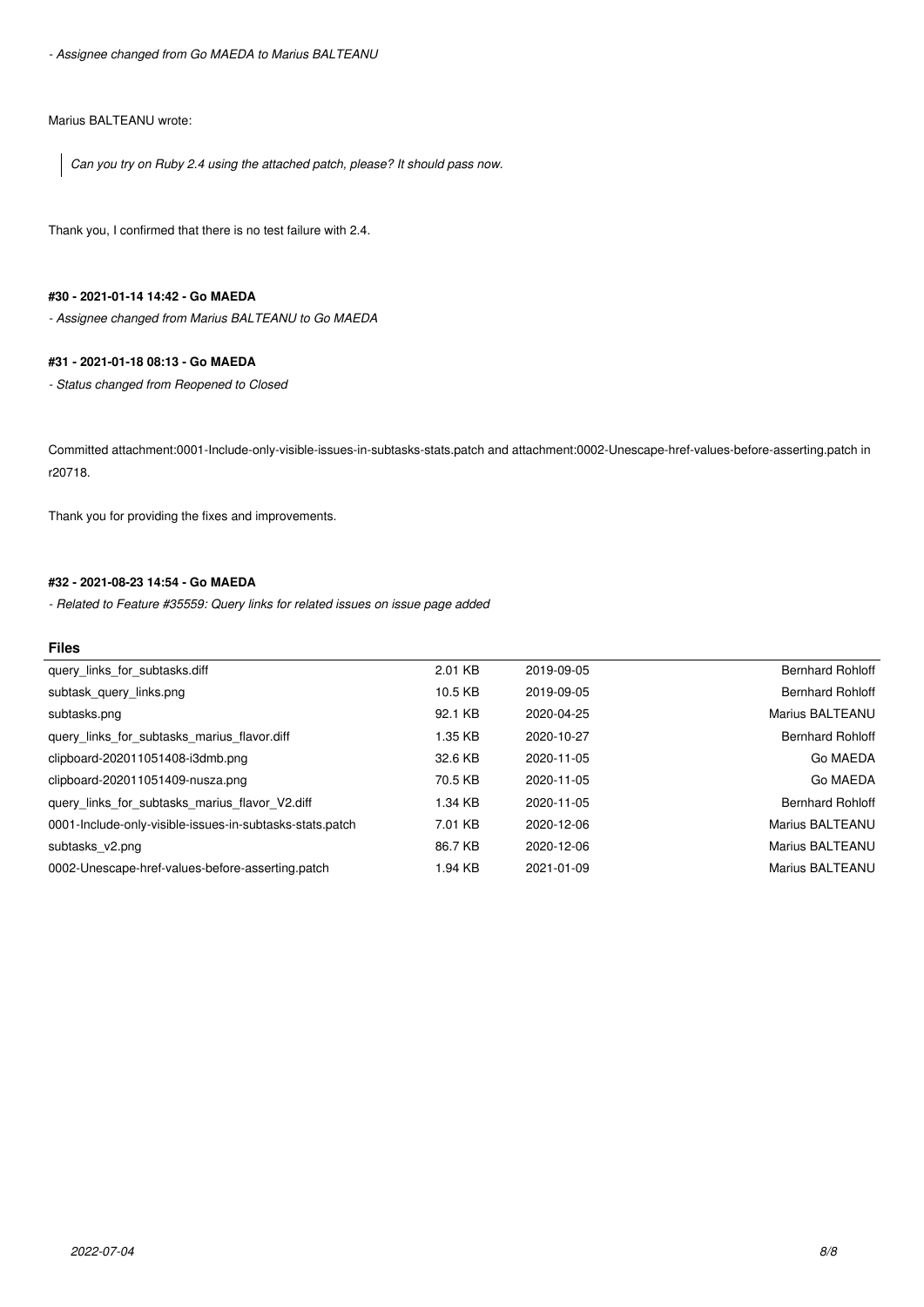*- Assignee changed from Go MAEDA to Marius BALTEANU*

Marius BALTEANU wrote:

> *Can you try on Ruby 2.4 using the attached patch, please? It should pass now.*

Thank you, I confirmed that there is no test failure with 2.4.

#### #30 - 2021-01-14 14:42 - Go MAEDA

*- Assignee changed from Marius BALTEANU to Go MAEDA*

#### #31 - 2021-01-18 08:13 - Go MAEDA

*- Status changed from Reopened to Closed*

Committed attachment:0001-Include-only-visible-issues-in-subtasks-stats.patch and attachment:0002-Unescape-href-values-before-asserting.patch in r20718.

Thank you for providing the fixes and improvements.

#### #32 - 2021-08-23 14:54 - Go MAEDA

*- Related to Feature #35559: Query links for related issues on issue page added*

### Files

| | | | |
|---|---|---|---|
| query_links_for_subtasks.diff | 2.01 KB | 2019-09-05 | Bernhard Rohloff |
| subtask_query_links.png | 10.5 KB | 2019-09-05 | Bernhard Rohloff |
| subtasks.png | 92.1 KB | 2020-04-25 | Marius BALTEANU |
| query_links_for_subtasks_marius_flavor.diff | 1.35 KB | 2020-10-27 | Bernhard Rohloff |
| clipboard-202011051408-i3dmb.png | 32.6 KB | 2020-11-05 | Go MAEDA |
| clipboard-202011051409-nusza.png | 70.5 KB | 2020-11-05 | Go MAEDA |
| query_links_for_subtasks_marius_flavor_V2.diff | 1.34 KB | 2020-11-05 | Bernhard Rohloff |
| 0001-Include-only-visible-issues-in-subtasks-stats.patch | 7.01 KB | 2020-12-06 | Marius BALTEANU |
| subtasks_v2.png | 86.7 KB | 2020-12-06 | Marius BALTEANU |
| 0002-Unescape-href-values-before-asserting.patch | 1.94 KB | 2021-01-09 | Marius BALTEANU |